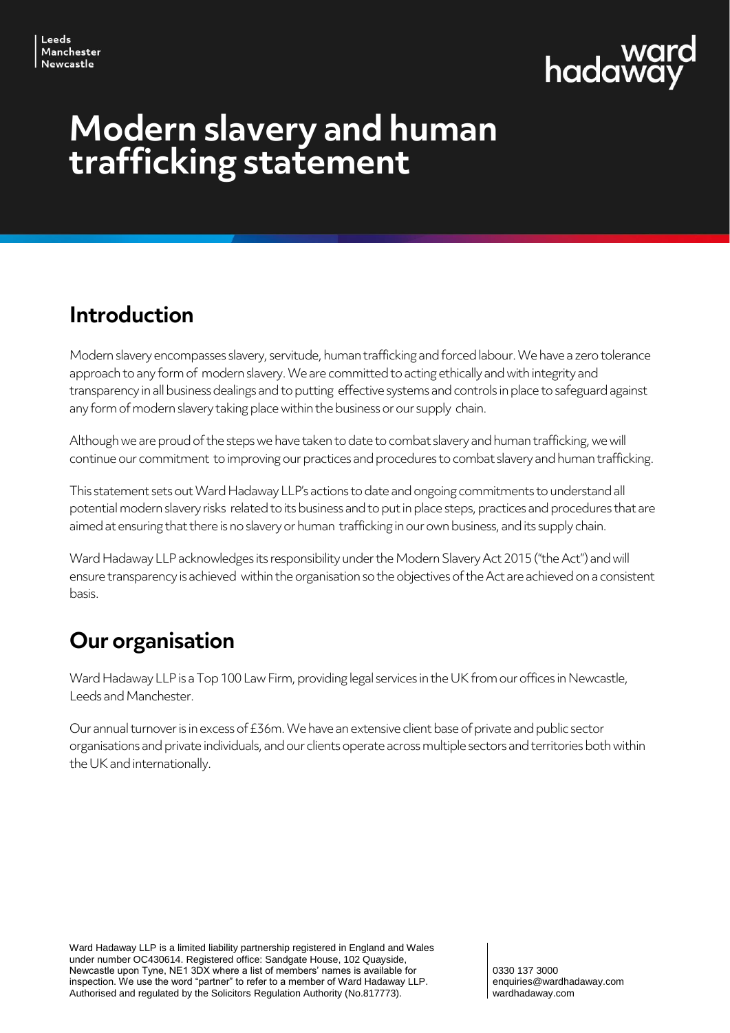Leeds
Manchester
Newcastle

ward hadaway

# Modern slavery and human trafficking statement

## Introduction

Modern slavery encompasses slavery, servitude, human trafficking and forced labour. We have a zero tolerance approach to any form of modern slavery. We are committed to acting ethically and with integrity and transparency in all business dealings and to putting effective systems and controls in place to safeguard against any form of modern slavery taking place within the business or our supply chain.

Although we are proud of the steps we have taken to date to combat slavery and human trafficking, we will continue our commitment to improving our practices and procedures to combat slavery and human trafficking.

This statement sets out Ward Hadaway LLP's actions to date and ongoing commitments to understand all potential modern slavery risks related to its business and to put in place steps, practices and procedures that are aimed at ensuring that there is no slavery or human trafficking in our own business, and its supply chain.

Ward Hadaway LLP acknowledges its responsibility under the Modern Slavery Act 2015 ("the Act") and will ensure transparency is achieved within the organisation so the objectives of the Act are achieved on a consistent basis.

## Our organisation

Ward Hadaway LLP is a Top 100 Law Firm, providing legal services in the UK from our offices in Newcastle, Leeds and Manchester.

Our annual turnover is in excess of £36m. We have an extensive client base of private and public sector organisations and private individuals, and our clients operate across multiple sectors and territories both within the UK and internationally.

Ward Hadaway LLP is a limited liability partnership registered in England and Wales under number OC430614. Registered office: Sandgate House, 102 Quayside, Newcastle upon Tyne, NE1 3DX where a list of members' names is available for inspection. We use the word "partner" to refer to a member of Ward Hadaway LLP. Authorised and regulated by the Solicitors Regulation Authority (No.817773).

0330 137 3000
enquiries@wardhadaway.com
wardhadaway.com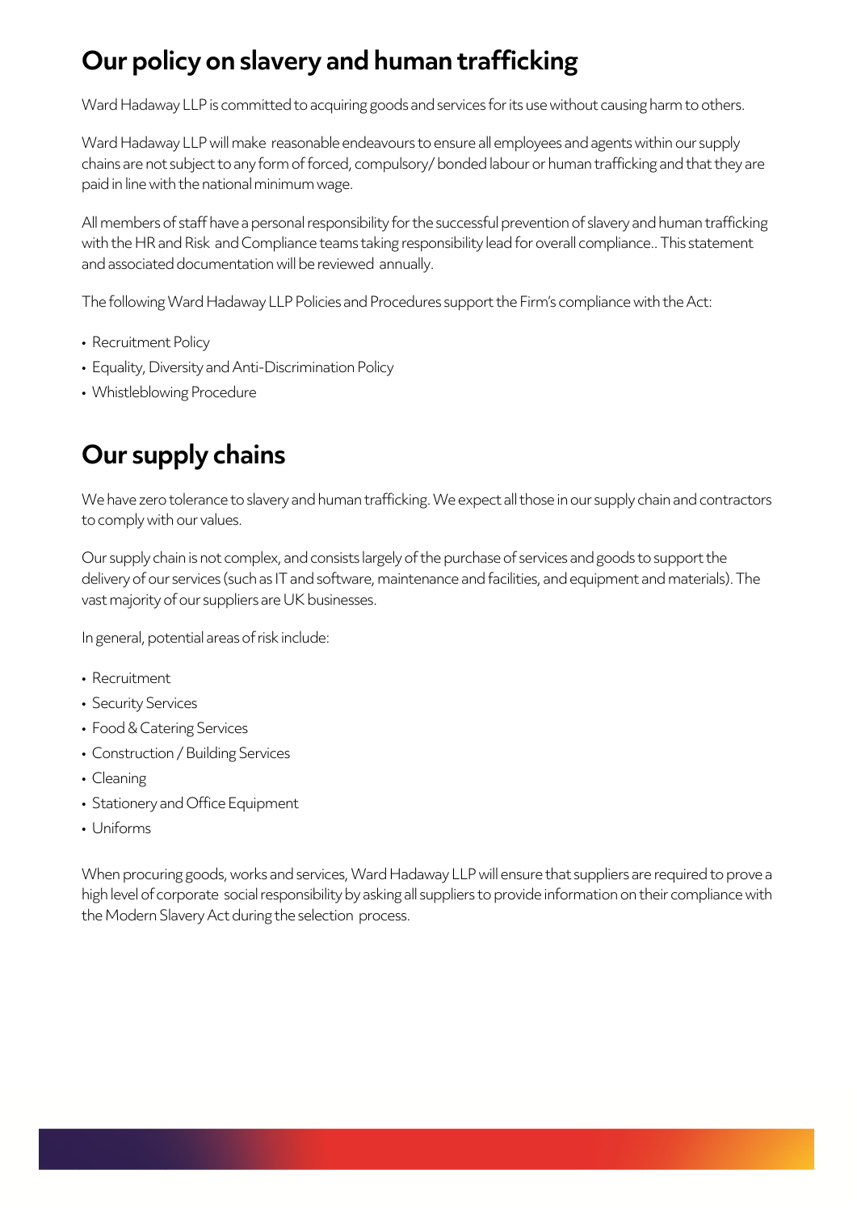## Our policy on slavery and human trafficking

Ward Hadaway LLP is committed to acquiring goods and services for its use without causing harm to others.

Ward Hadaway LLP will make reasonable endeavours to ensure all employees and agents within our supply chains are not subject to any form of forced, compulsory/ bonded labour or human trafficking and that they are paid in line with the national minimum wage.

All members of staff have a personal responsibility for the successful prevention of slavery and human trafficking with the HR and Risk and Compliance teams taking responsibility lead for overall compliance.. This statement and associated documentation will be reviewed annually.

The following Ward Hadaway LLP Policies and Procedures support the Firm's compliance with the Act:

- Recruitment Policy
- Equality, Diversity and Anti-Discrimination Policy
- Whistleblowing Procedure

## Our supply chains

We have zero tolerance to slavery and human trafficking. We expect all those in our supply chain and contractors to comply with our values.

Our supply chain is not complex, and consists largely of the purchase of services and goods to support the delivery of our services (such as IT and software, maintenance and facilities, and equipment and materials). The vast majority of our suppliers are UK businesses.

In general, potential areas of risk include:

- Recruitment
- Security Services
- Food & Catering Services
- Construction / Building Services
- Cleaning
- Stationery and Office Equipment
- Uniforms

When procuring goods, works and services, Ward Hadaway LLP will ensure that suppliers are required to prove a high level of corporate social responsibility by asking all suppliers to provide information on their compliance with the Modern Slavery Act during the selection process.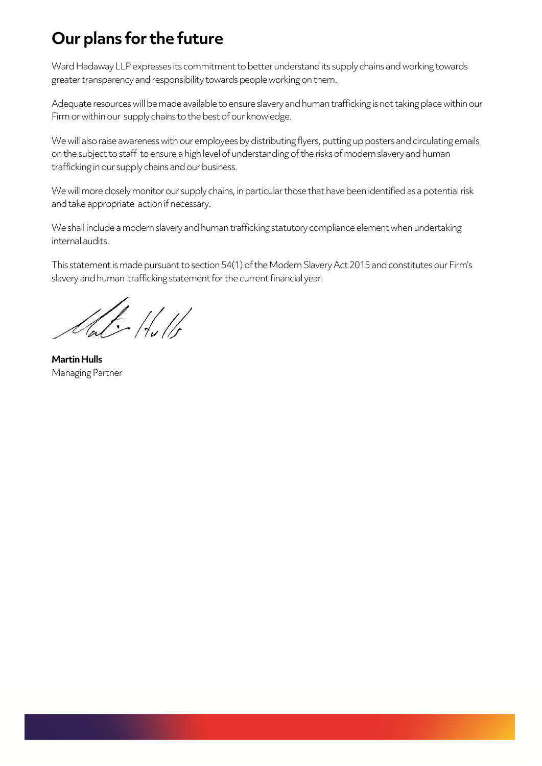# Our plans for the future

Ward Hadaway LLP expresses its commitment to better understand its supply chains and working towards greater transparency and responsibility towards people working on them.

Adequate resources will be made available to ensure slavery and human trafficking is not taking place within our Firm or within our supply chains to the best of our knowledge.

We will also raise awareness with our employees by distributing flyers, putting up posters and circulating emails on the subject to staff to ensure a high level of understanding of the risks of modern slavery and human trafficking in our supply chains and our business.

We will more closely monitor our supply chains, in particular those that have been identified as a potential risk and take appropriate action if necessary.

We shall include a modern slavery and human trafficking statutory compliance element when undertaking internal audits.

This statement is made pursuant to section 54(1) of the Modern Slavery Act 2015 and constitutes our Firm's slavery and human trafficking statement for the current financial year.

**Martin Hulls**
Managing Partner